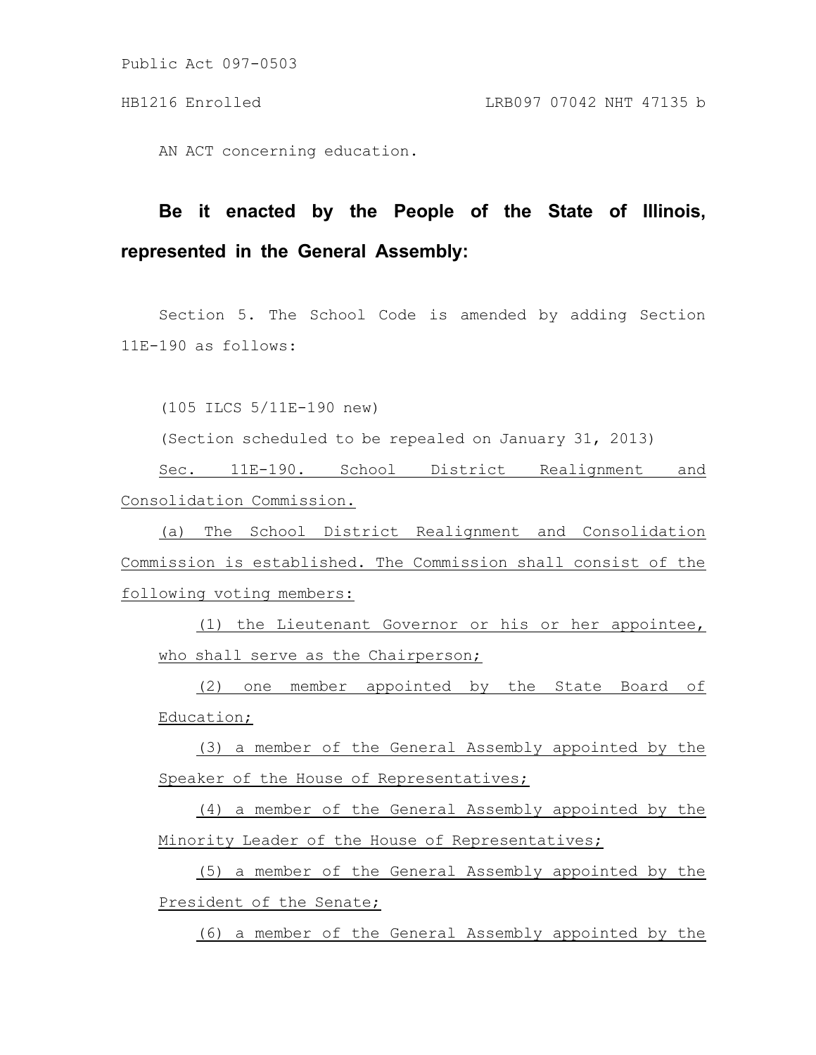Public Act 097-0503

HB1216 Enrolled LRB097 07042 NHT 47135 b

AN ACT concerning education.

**Be it enacted by the People of the State of Illinois, represented in the General Assembly:**

Section 5. The School Code is amended by adding Section 11E-190 as follows:

(105 ILCS 5/11E-190 new)

(Section scheduled to be repealed on January 31, 2013)

Sec. 11E-190. School District Realignment and Consolidation Commission.

(a) The School District Realignment and Consolidation Commission is established. The Commission shall consist of the following voting members:

(1) the Lieutenant Governor or his or her appointee, who shall serve as the Chairperson;

(2) one member appointed by the State Board of Education;

(3) a member of the General Assembly appointed by the Speaker of the House of Representatives;

(4) a member of the General Assembly appointed by the Minority Leader of the House of Representatives;

(5) a member of the General Assembly appointed by the President of the Senate;

(6) a member of the General Assembly appointed by the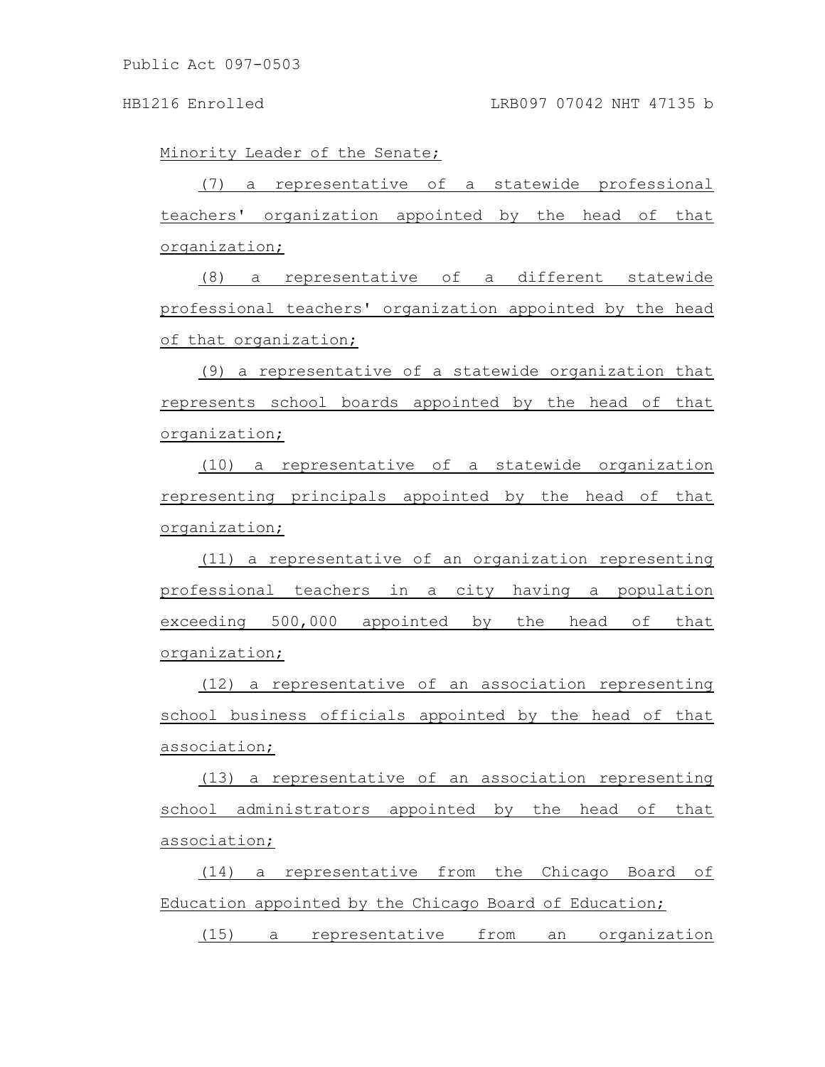Minority Leader of the Senate;

(7) a representative of a statewide professional teachers' organization appointed by the head of that organization;

(8) a representative of a different statewide professional teachers' organization appointed by the head of that organization;

(9) a representative of a statewide organization that represents school boards appointed by the head of that organization;

(10) a representative of a statewide organization representing principals appointed by the head of that organization;

(11) a representative of an organization representing professional teachers in a city having a population exceeding 500,000 appointed by the head of that organization;

(12) a representative of an association representing school business officials appointed by the head of that association;

(13) a representative of an association representing school administrators appointed by the head of that association;

(14) a representative from the Chicago Board of Education appointed by the Chicago Board of Education;

(15) a representative from an organization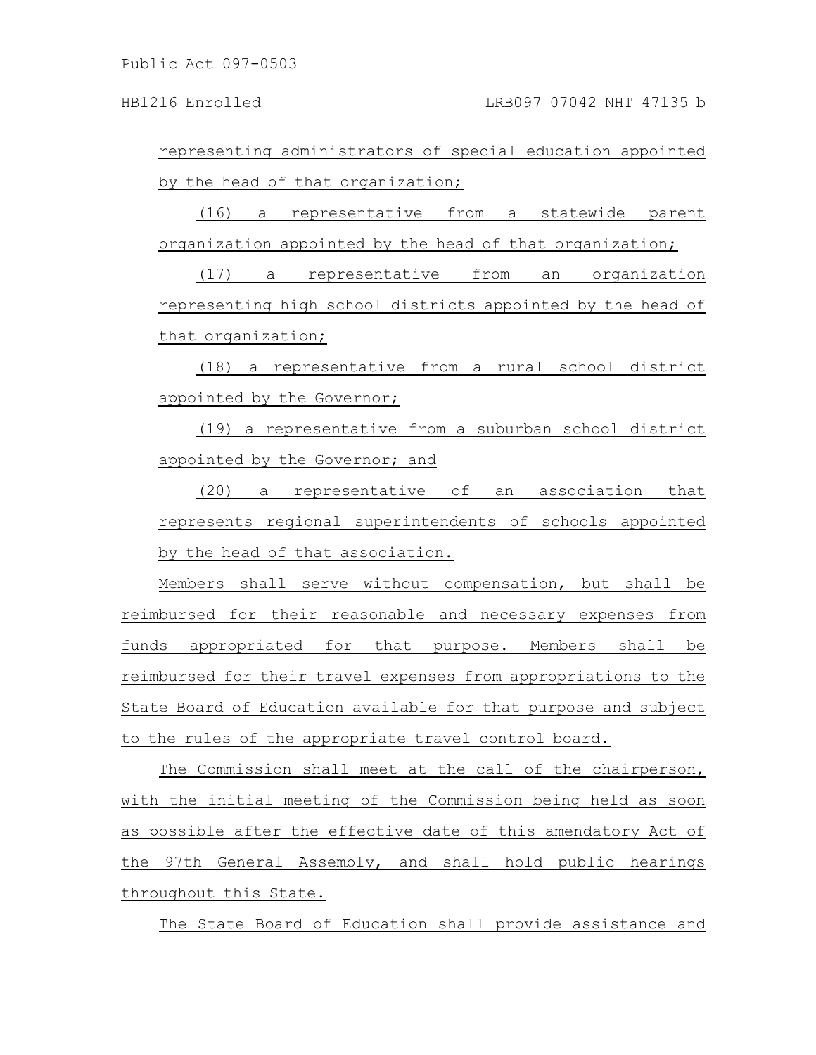representing administrators of special education appointed by the head of that organization;

(16) a representative from a statewide parent organization appointed by the head of that organization;

(17) a representative from an organization representing high school districts appointed by the head of that organization;

(18) a representative from a rural school district appointed by the Governor;

(19) a representative from a suburban school district appointed by the Governor; and

(20) a representative of an association that represents regional superintendents of schools appointed by the head of that association.

Members shall serve without compensation, but shall be reimbursed for their reasonable and necessary expenses from funds appropriated for that purpose. Members shall be reimbursed for their travel expenses from appropriations to the State Board of Education available for that purpose and subject to the rules of the appropriate travel control board.

The Commission shall meet at the call of the chairperson, with the initial meeting of the Commission being held as soon as possible after the effective date of this amendatory Act of the 97th General Assembly, and shall hold public hearings throughout this State.

The State Board of Education shall provide assistance and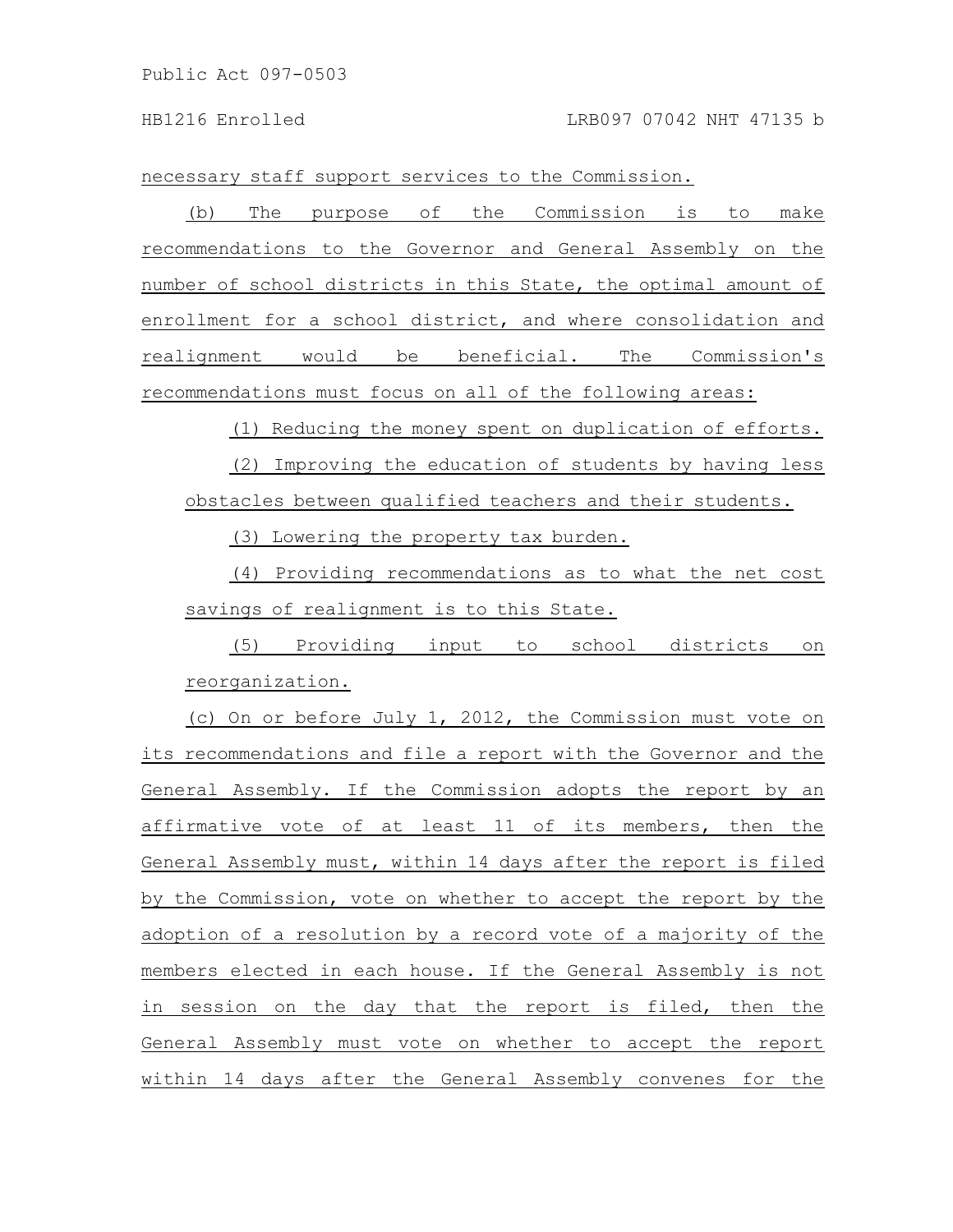necessary staff support services to the Commission.

(b) The purpose of the Commission is to make recommendations to the Governor and General Assembly on the number of school districts in this State, the optimal amount of enrollment for a school district, and where consolidation and realignment would be beneficial. The Commission's recommendations must focus on all of the following areas:

(1) Reducing the money spent on duplication of efforts.

(2) Improving the education of students by having less obstacles between qualified teachers and their students.

(3) Lowering the property tax burden.

(4) Providing recommendations as to what the net cost savings of realignment is to this State.

(5) Providing input to school districts on reorganization.

(c) On or before July 1, 2012, the Commission must vote on its recommendations and file a report with the Governor and the General Assembly. If the Commission adopts the report by an affirmative vote of at least 11 of its members, then the General Assembly must, within 14 days after the report is filed by the Commission, vote on whether to accept the report by the adoption of a resolution by a record vote of a majority of the members elected in each house. If the General Assembly is not in session on the day that the report is filed, then the General Assembly must vote on whether to accept the report within 14 days after the General Assembly convenes for the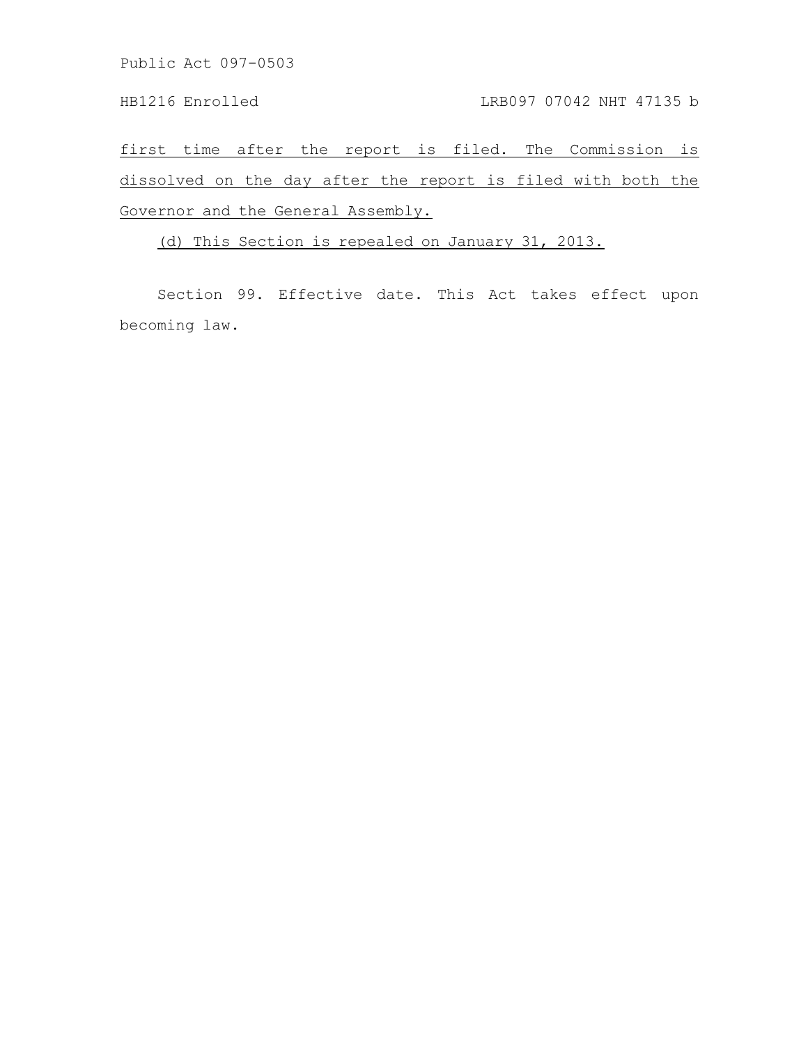first time after the report is filed. The Commission is dissolved on the day after the report is filed with both the Governor and the General Assembly.

(d) This Section is repealed on January 31, 2013.

Section 99. Effective date. This Act takes effect upon becoming law.